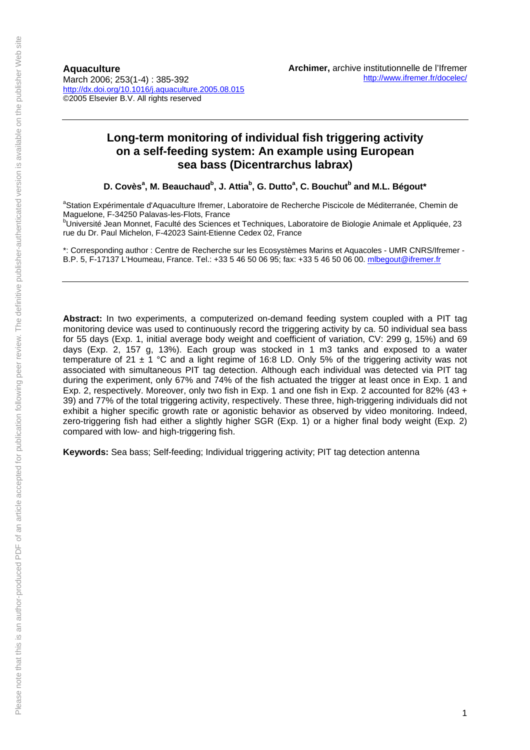**Aquaculture**
March 2006; 253(1-4) : 385-392
http://dx.doi.org/10.1016/j.aquaculture.2005.08.015
©2005 Elsevier B.V. All rights reserved

**Archimer,** archive institutionnelle de l'Ifremer
http://www.ifremer.fr/docelec/

# Long-term monitoring of individual fish triggering activity on a self-feeding system: An example using European sea bass (Dicentrarchus labrax)

**D. Covès[a], M. Beauchaud[b], J. Attia[b], G. Dutto[a], C. Bouchut[b] and M.L. Bégout***

[a]Station Expérimentale d'Aquaculture Ifremer, Laboratoire de Recherche Piscicole de Méditerranée, Chemin de Maguelone, F-34250 Palavas-les-Flots, France

[b]Université Jean Monnet, Faculté des Sciences et Techniques, Laboratoire de Biologie Animale et Appliquée, 23 rue du Dr. Paul Michelon, F-42023 Saint-Etienne Cedex 02, France

*: Corresponding author : Centre de Recherche sur les Ecosystèmes Marins et Aquacoles - UMR CNRS/Ifremer - B.P. 5, F-17137 L'Houmeau, France. Tel.: +33 5 46 50 06 95; fax: +33 5 46 50 06 00. mlbegout@ifremer.fr

---

**Abstract:** In two experiments, a computerized on-demand feeding system coupled with a PIT tag monitoring device was used to continuously record the triggering activity by ca. 50 individual sea bass for 55 days (Exp. 1, initial average body weight and coefficient of variation, CV: 299 g, 15%) and 69 days (Exp. 2, 157 g, 13%). Each group was stocked in 1 m3 tanks and exposed to a water temperature of 21 ± 1 °C and a light regime of 16:8 LD. Only 5% of the triggering activity was not associated with simultaneous PIT tag detection. Although each individual was detected via PIT tag during the experiment, only 67% and 74% of the fish actuated the trigger at least once in Exp. 1 and Exp. 2, respectively. Moreover, only two fish in Exp. 1 and one fish in Exp. 2 accounted for 82% (43 + 39) and 77% of the total triggering activity, respectively. These three, high-triggering individuals did not exhibit a higher specific growth rate or agonistic behavior as observed by video monitoring. Indeed, zero-triggering fish had either a slightly higher SGR (Exp. 1) or a higher final body weight (Exp. 2) compared with low- and high-triggering fish.

**Keywords:** Sea bass; Self-feeding; Individual triggering activity; PIT tag detection antenna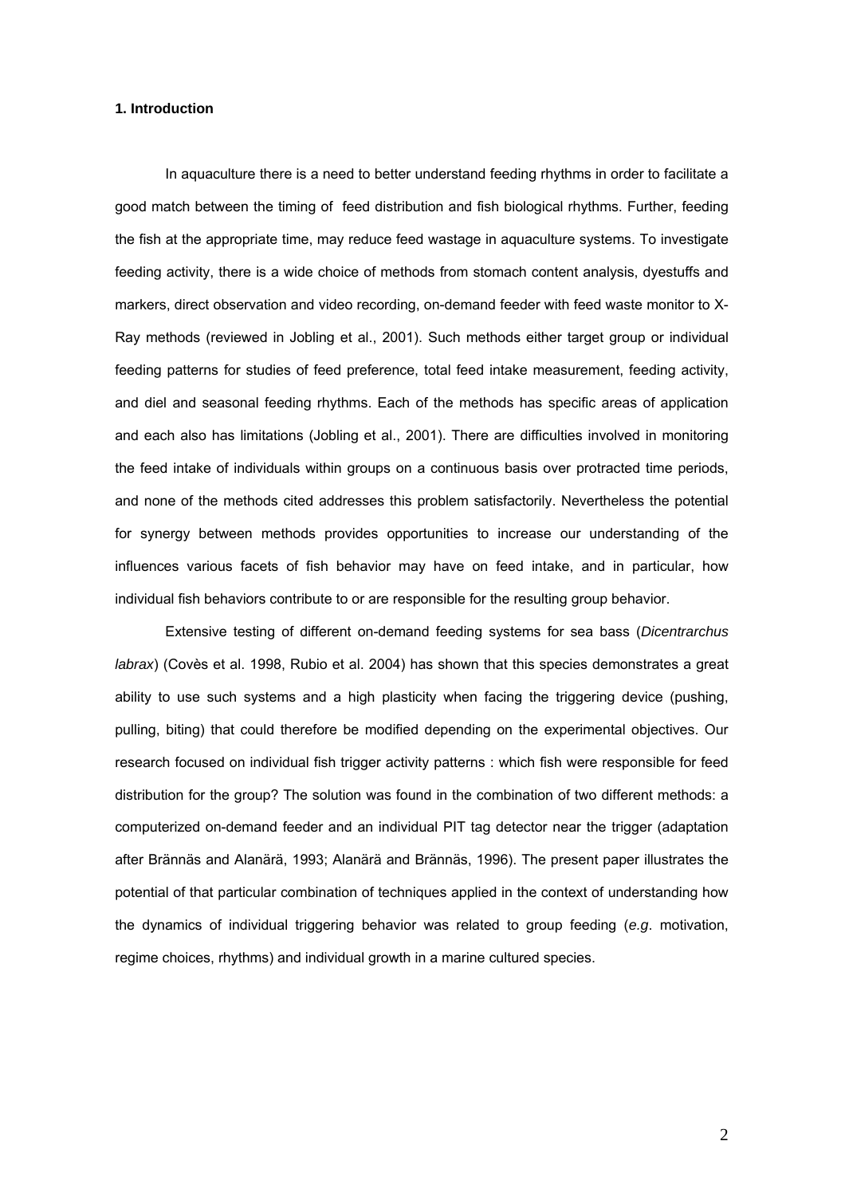## 1. Introduction

In aquaculture there is a need to better understand feeding rhythms in order to facilitate a good match between the timing of feed distribution and fish biological rhythms. Further, feeding the fish at the appropriate time, may reduce feed wastage in aquaculture systems. To investigate feeding activity, there is a wide choice of methods from stomach content analysis, dyestuffs and markers, direct observation and video recording, on-demand feeder with feed waste monitor to X-Ray methods (reviewed in Jobling et al., 2001). Such methods either target group or individual feeding patterns for studies of feed preference, total feed intake measurement, feeding activity, and diel and seasonal feeding rhythms. Each of the methods has specific areas of application and each also has limitations (Jobling et al., 2001). There are difficulties involved in monitoring the feed intake of individuals within groups on a continuous basis over protracted time periods, and none of the methods cited addresses this problem satisfactorily. Nevertheless the potential for synergy between methods provides opportunities to increase our understanding of the influences various facets of fish behavior may have on feed intake, and in particular, how individual fish behaviors contribute to or are responsible for the resulting group behavior.

Extensive testing of different on-demand feeding systems for sea bass (*Dicentrarchus labrax*) (Covès et al. 1998, Rubio et al. 2004) has shown that this species demonstrates a great ability to use such systems and a high plasticity when facing the triggering device (pushing, pulling, biting) that could therefore be modified depending on the experimental objectives. Our research focused on individual fish trigger activity patterns : which fish were responsible for feed distribution for the group? The solution was found in the combination of two different methods: a computerized on-demand feeder and an individual PIT tag detector near the trigger (adaptation after Brännäs and Alanärä, 1993; Alanärä and Brännäs, 1996). The present paper illustrates the potential of that particular combination of techniques applied in the context of understanding how the dynamics of individual triggering behavior was related to group feeding (*e.g*. motivation, regime choices, rhythms) and individual growth in a marine cultured species.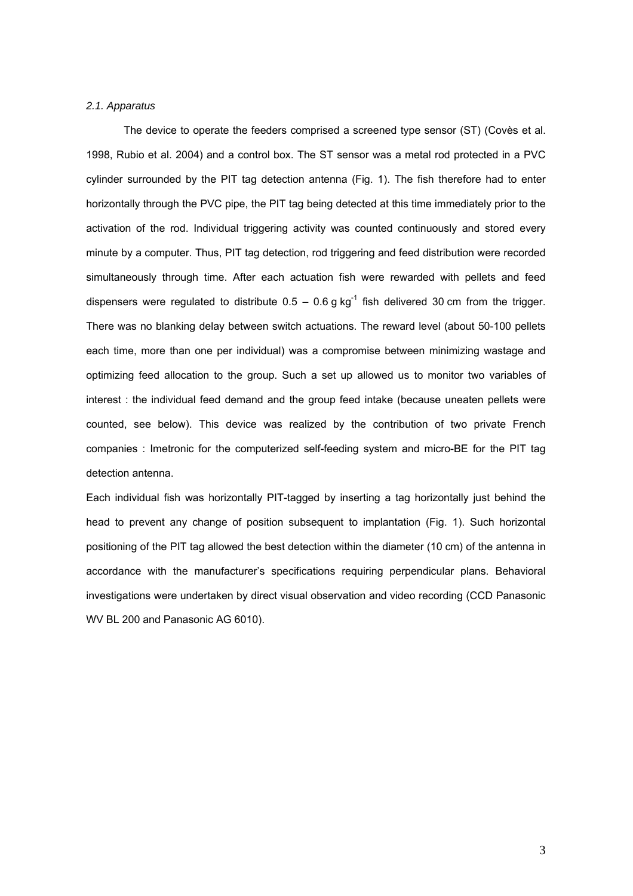*2.1. Apparatus*

The device to operate the feeders comprised a screened type sensor (ST) (Covès et al. 1998, Rubio et al. 2004) and a control box. The ST sensor was a metal rod protected in a PVC cylinder surrounded by the PIT tag detection antenna (Fig. 1). The fish therefore had to enter horizontally through the PVC pipe, the PIT tag being detected at this time immediately prior to the activation of the rod. Individual triggering activity was counted continuously and stored every minute by a computer. Thus, PIT tag detection, rod triggering and feed distribution were recorded simultaneously through time. After each actuation fish were rewarded with pellets and feed dispensers were regulated to distribute 0.5 – 0.6 g $kg^{-1}$ fish delivered 30 cm from the trigger. There was no blanking delay between switch actuations. The reward level (about 50-100 pellets each time, more than one per individual) was a compromise between minimizing wastage and optimizing feed allocation to the group. Such a set up allowed us to monitor two variables of interest : the individual feed demand and the group feed intake (because uneaten pellets were counted, see below). This device was realized by the contribution of two private French companies : Imetronic for the computerized self-feeding system and micro-BE for the PIT tag detection antenna.

Each individual fish was horizontally PIT-tagged by inserting a tag horizontally just behind the head to prevent any change of position subsequent to implantation (Fig. 1). Such horizontal positioning of the PIT tag allowed the best detection within the diameter (10 cm) of the antenna in accordance with the manufacturer's specifications requiring perpendicular plans. Behavioral investigations were undertaken by direct visual observation and video recording (CCD Panasonic WV BL 200 and Panasonic AG 6010).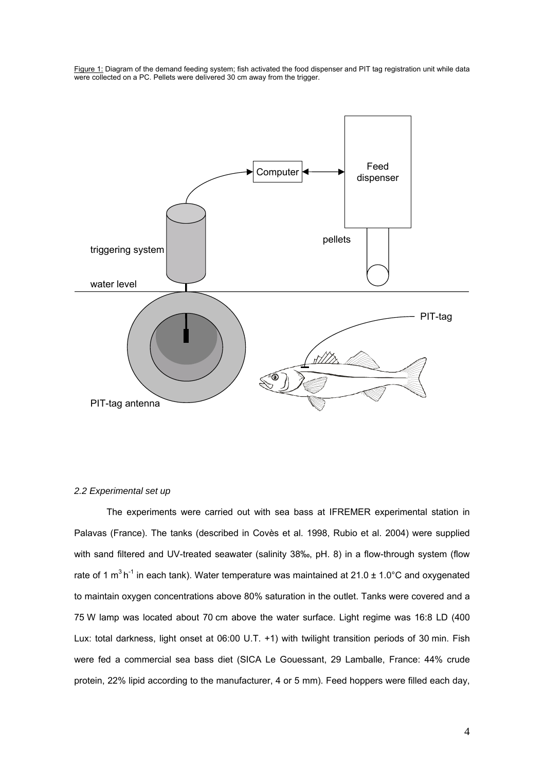Figure 1: Diagram of the demand feeding system; fish activated the food dispenser and PIT tag registration unit while data were collected on a PC. Pellets were delivered 30 cm away from the trigger.

### *2.2 Experimental set up*

The experiments were carried out with sea bass at IFREMER experimental station in Palavas (France). The tanks (described in Covès et al. 1998, Rubio et al. 2004) were supplied with sand filtered and UV-treated seawater (salinity 38‰, pH. 8) in a flow-through system (flow rate of 1 $m^3 h^{-1}$ in each tank). Water temperature was maintained at 21.0 ± 1.0°C and oxygenated to maintain oxygen concentrations above 80% saturation in the outlet. Tanks were covered and a 75 W lamp was located about 70 cm above the water surface. Light regime was 16:8 LD (400 Lux: total darkness, light onset at 06:00 U.T. +1) with twilight transition periods of 30 min. Fish were fed a commercial sea bass diet (SICA Le Gouessant, 29 Lamballe, France: 44% crude protein, 22% lipid according to the manufacturer, 4 or 5 mm). Feed hoppers were filled each day,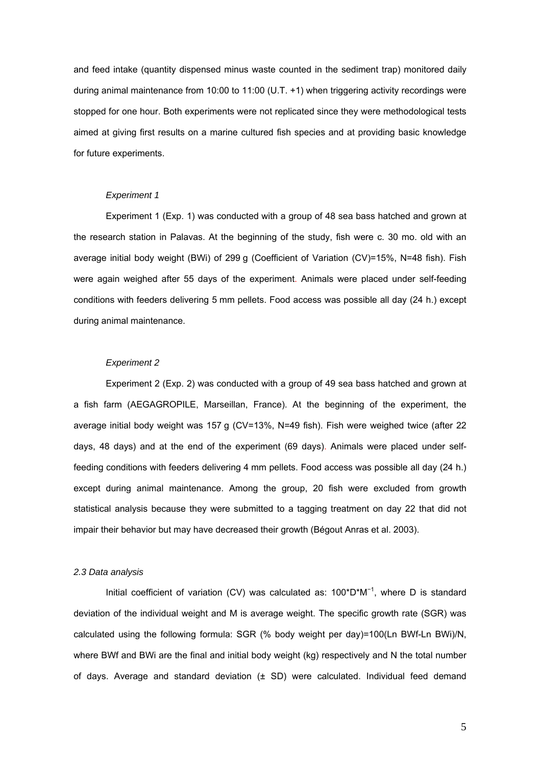and feed intake (quantity dispensed minus waste counted in the sediment trap) monitored daily during animal maintenance from 10:00 to 11:00 (U.T. +1) when triggering activity recordings were stopped for one hour. Both experiments were not replicated since they were methodological tests aimed at giving first results on a marine cultured fish species and at providing basic knowledge for future experiments.

*Experiment 1*

Experiment 1 (Exp. 1) was conducted with a group of 48 sea bass hatched and grown at the research station in Palavas. At the beginning of the study, fish were c. 30 mo. old with an average initial body weight (BWi) of 299 g (Coefficient of Variation (CV)=15%, N=48 fish). Fish were again weighed after 55 days of the experiment. Animals were placed under self-feeding conditions with feeders delivering 5 mm pellets. Food access was possible all day (24 h.) except during animal maintenance.

*Experiment 2*

Experiment 2 (Exp. 2) was conducted with a group of 49 sea bass hatched and grown at a fish farm (AEGAGROPILE, Marseillan, France). At the beginning of the experiment, the average initial body weight was 157 g (CV=13%, N=49 fish). Fish were weighed twice (after 22 days, 48 days) and at the end of the experiment (69 days). Animals were placed under self-feeding conditions with feeders delivering 4 mm pellets. Food access was possible all day (24 h.) except during animal maintenance. Among the group, 20 fish were excluded from growth statistical analysis because they were submitted to a tagging treatment on day 22 that did not impair their behavior but may have decreased their growth (Bégout Anras et al. 2003).

*2.3 Data analysis*

Initial coefficient of variation (CV) was calculated as: $100*D*M^{-1}$, where D is standard deviation of the individual weight and M is average weight. The specific growth rate (SGR) was calculated using the following formula: SGR (% body weight per day)=100(Ln BWf-Ln BWi)/N, where BWf and BWi are the final and initial body weight (kg) respectively and N the total number of days. Average and standard deviation (± SD) were calculated. Individual feed demand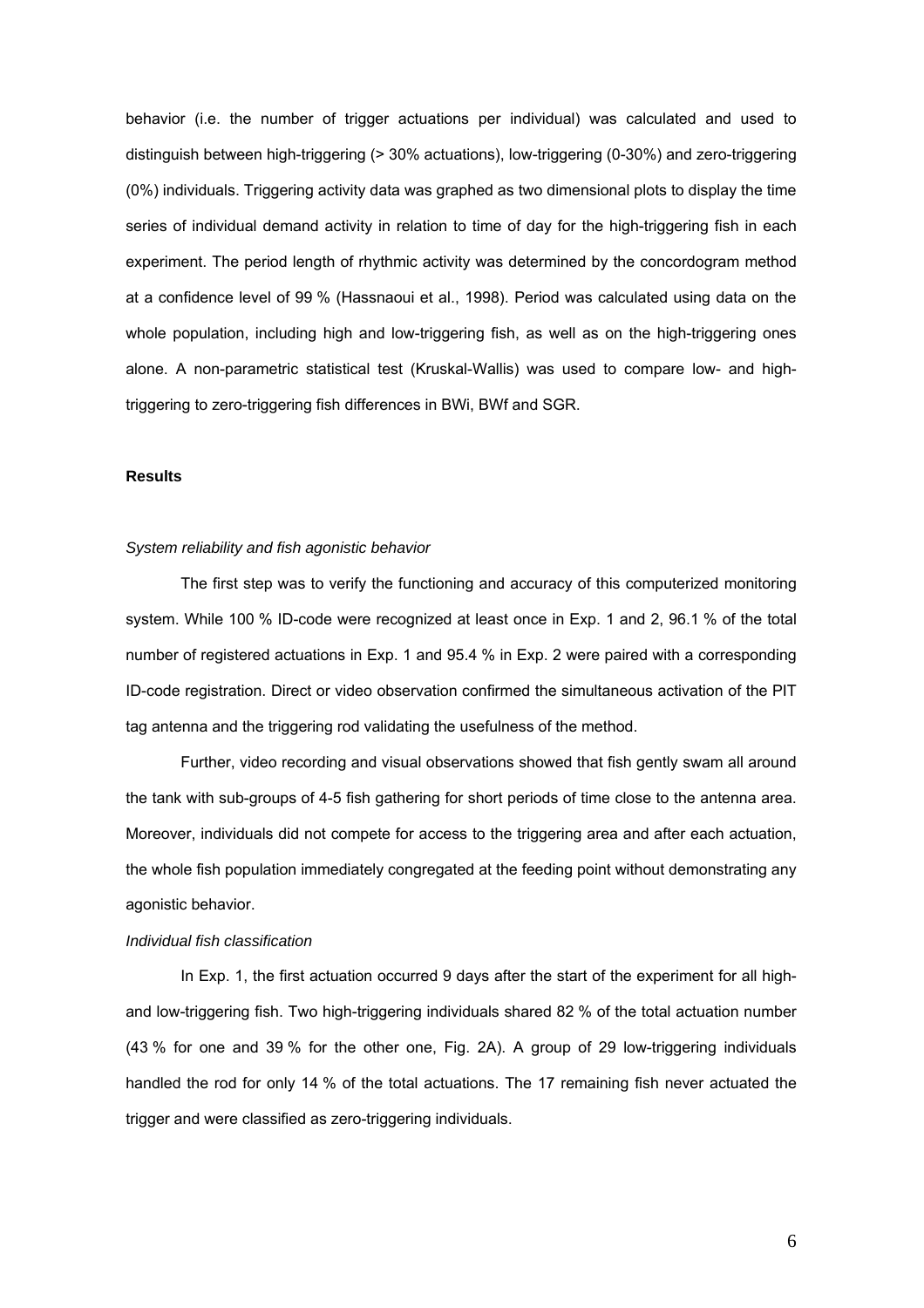behavior (i.e. the number of trigger actuations per individual) was calculated and used to distinguish between high-triggering (> 30% actuations), low-triggering (0-30%) and zero-triggering (0%) individuals. Triggering activity data was graphed as two dimensional plots to display the time series of individual demand activity in relation to time of day for the high-triggering fish in each experiment. The period length of rhythmic activity was determined by the concordogram method at a confidence level of 99 % (Hassnaoui et al., 1998). Period was calculated using data on the whole population, including high and low-triggering fish, as well as on the high-triggering ones alone. A non-parametric statistical test (Kruskal-Wallis) was used to compare low- and high-triggering to zero-triggering fish differences in BWi, BWf and SGR.

## Results

### *System reliability and fish agonistic behavior*

The first step was to verify the functioning and accuracy of this computerized monitoring system. While 100 % ID-code were recognized at least once in Exp. 1 and 2, 96.1 % of the total number of registered actuations in Exp. 1 and 95.4 % in Exp. 2 were paired with a corresponding ID-code registration. Direct or video observation confirmed the simultaneous activation of the PIT tag antenna and the triggering rod validating the usefulness of the method.

Further, video recording and visual observations showed that fish gently swam all around the tank with sub-groups of 4-5 fish gathering for short periods of time close to the antenna area. Moreover, individuals did not compete for access to the triggering area and after each actuation, the whole fish population immediately congregated at the feeding point without demonstrating any agonistic behavior.

### *Individual fish classification*

In Exp. 1, the first actuation occurred 9 days after the start of the experiment for all high- and low-triggering fish. Two high-triggering individuals shared 82 % of the total actuation number (43 % for one and 39 % for the other one, Fig. 2A). A group of 29 low-triggering individuals handled the rod for only 14 % of the total actuations. The 17 remaining fish never actuated the trigger and were classified as zero-triggering individuals.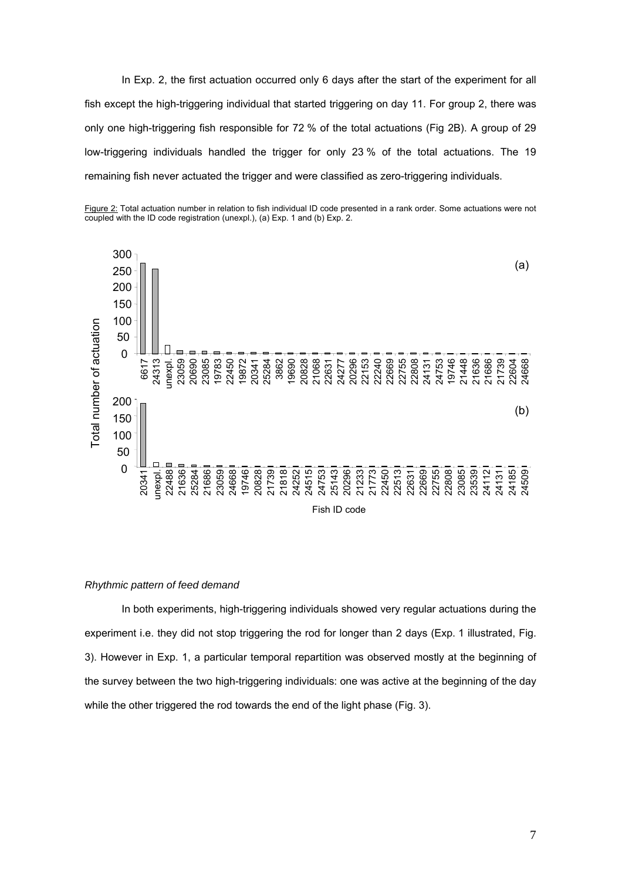In Exp. 2, the first actuation occurred only 6 days after the start of the experiment for all fish except the high-triggering individual that started triggering on day 11. For group 2, there was only one high-triggering fish responsible for 72 % of the total actuations (Fig 2B). A group of 29 low-triggering individuals handled the trigger for only 23 % of the total actuations. The 19 remaining fish never actuated the trigger and were classified as zero-triggering individuals.

Figure 2: Total actuation number in relation to fish individual ID code presented in a rank order. Some actuations were not coupled with the ID code registration (unexpl.), (a) Exp. 1 and (b) Exp. 2.

*Rhythmic pattern of feed demand*

In both experiments, high-triggering individuals showed very regular actuations during the experiment i.e. they did not stop triggering the rod for longer than 2 days (Exp. 1 illustrated, Fig. 3). However in Exp. 1, a particular temporal repartition was observed mostly at the beginning of the survey between the two high-triggering individuals: one was active at the beginning of the day while the other triggered the rod towards the end of the light phase (Fig. 3).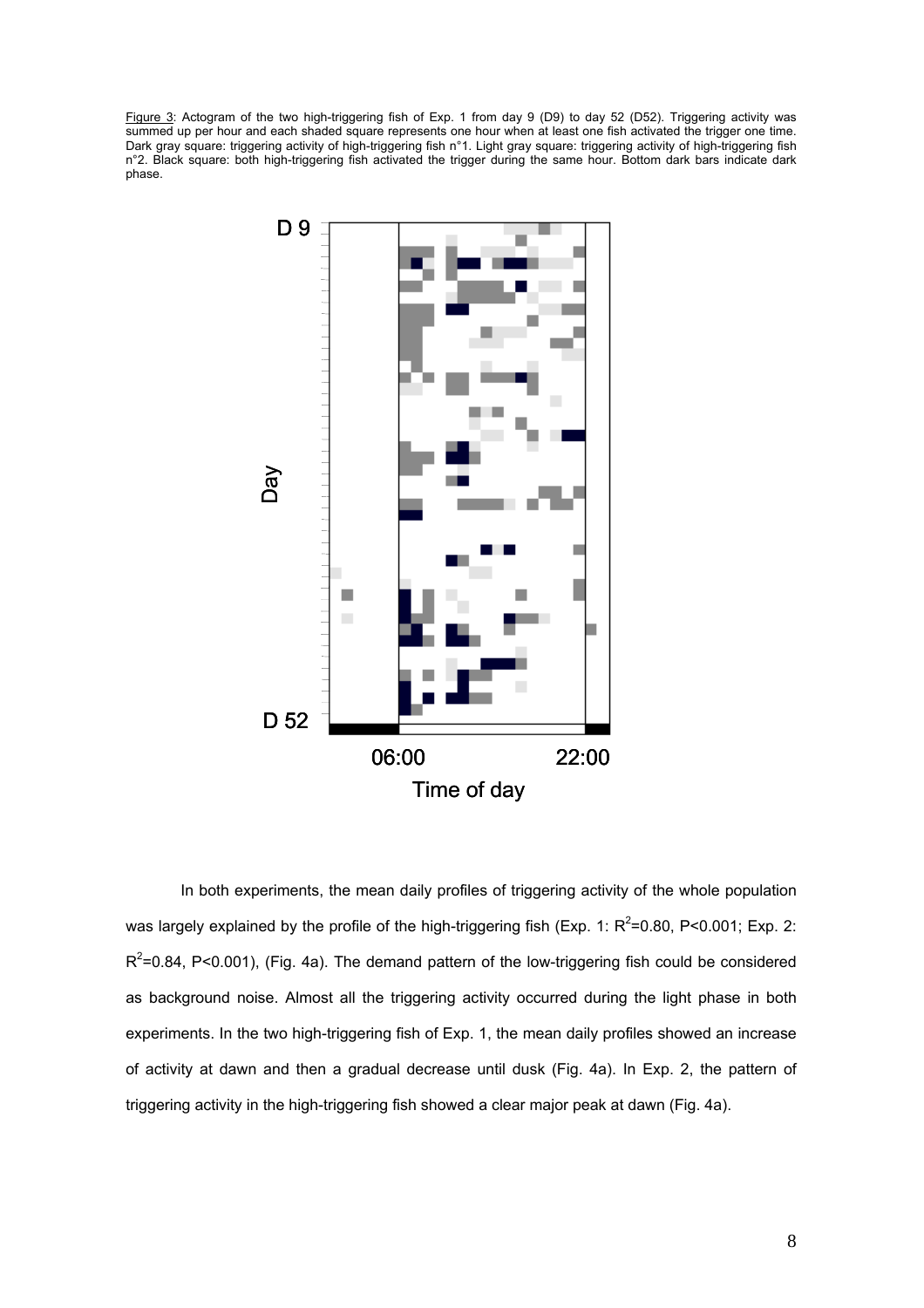Figure 3: Actogram of the two high-triggering fish of Exp. 1 from day 9 (D9) to day 52 (D52). Triggering activity was summed up per hour and each shaded square represents one hour when at least one fish activated the trigger one time. Dark gray square: triggering activity of high-triggering fish n°1. Light gray square: triggering activity of high-triggering fish n°2. Black square: both high-triggering fish activated the trigger during the same hour. Bottom dark bars indicate dark phase.

In both experiments, the mean daily profiles of triggering activity of the whole population was largely explained by the profile of the high-triggering fish (Exp. 1: $R^2$=0.80, P<0.001; Exp. 2: $R^2$=0.84, P<0.001), (Fig. 4a). The demand pattern of the low-triggering fish could be considered as background noise. Almost all the triggering activity occurred during the light phase in both experiments. In the two high-triggering fish of Exp. 1, the mean daily profiles showed an increase of activity at dawn and then a gradual decrease until dusk (Fig. 4a). In Exp. 2, the pattern of triggering activity in the high-triggering fish showed a clear major peak at dawn (Fig. 4a).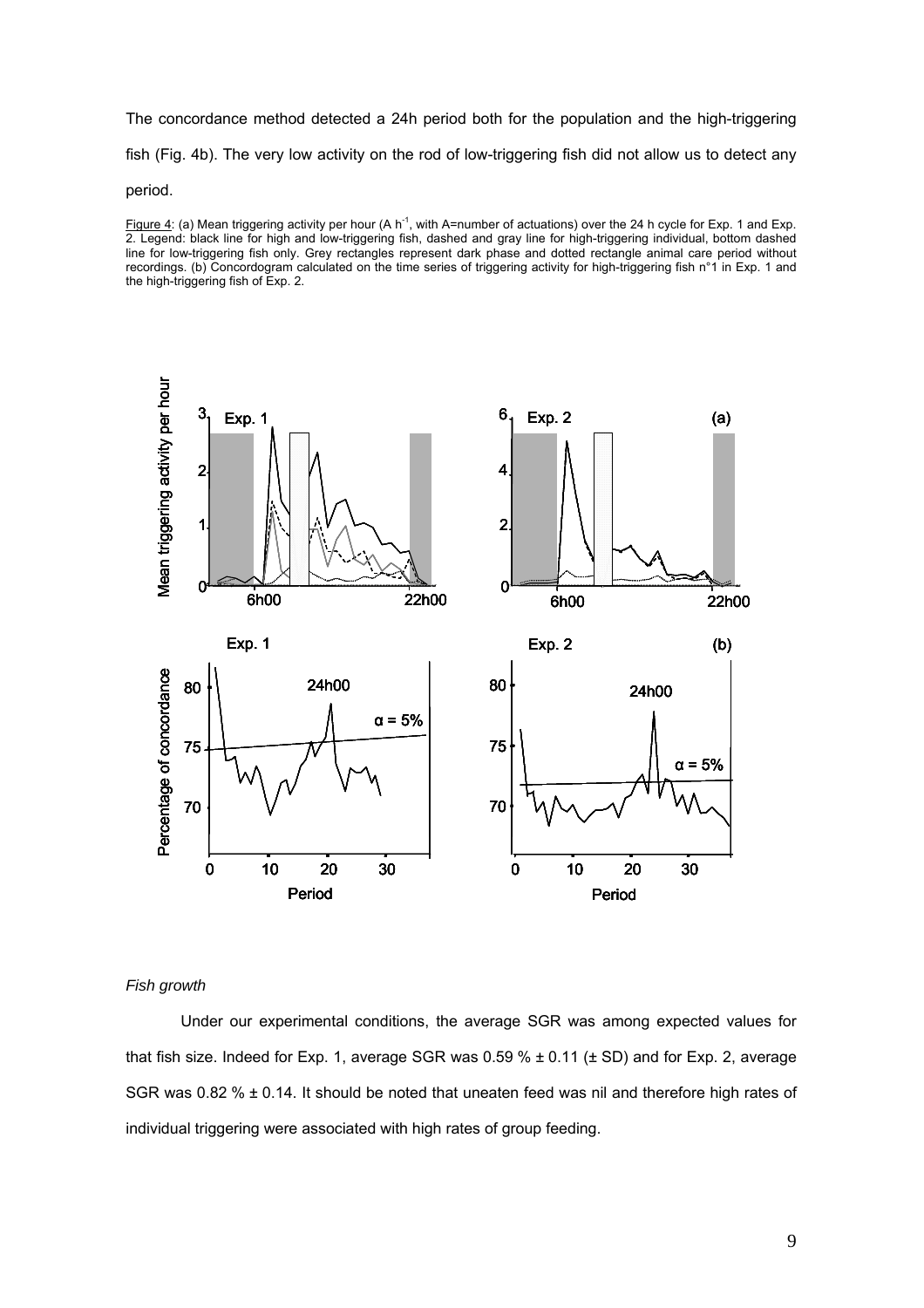The concordance method detected a 24h period both for the population and the high-triggering fish (Fig. 4b). The very low activity on the rod of low-triggering fish did not allow us to detect any period.

Figure 4: (a) Mean triggering activity per hour (A $h^{-1}$, with A=number of actuations) over the 24 h cycle for Exp. 1 and Exp. 2. Legend: black line for high and low-triggering fish, dashed and gray line for high-triggering individual, bottom dashed line for low-triggering fish only. Grey rectangles represent dark phase and dotted rectangle animal care period without recordings. (b) Concordogram calculated on the time series of triggering activity for high-triggering fish n°1 in Exp. 1 and the high-triggering fish of Exp. 2.

*Fish growth*

Under our experimental conditions, the average SGR was among expected values for that fish size. Indeed for Exp. 1, average SGR was 0.59 % ± 0.11 (± SD) and for Exp. 2, average SGR was 0.82 % ± 0.14. It should be noted that uneaten feed was nil and therefore high rates of individual triggering were associated with high rates of group feeding.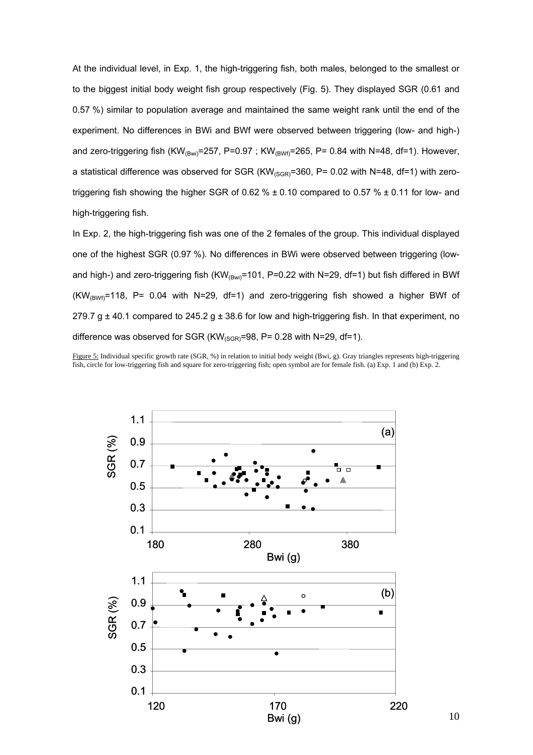At the individual level, in Exp. 1, the high-triggering fish, both males, belonged to the smallest or to the biggest initial body weight fish group respectively (Fig. 5). They displayed SGR (0.61 and 0.57 %) similar to population average and maintained the same weight rank until the end of the experiment. No differences in BWi and BWf were observed between triggering (low- and high-) and zero-triggering fish ($KW_{(Bwi)}$=257, P=0.97 ; $KW_{(BWf)}$=265, P= 0.84 with N=48, df=1). However, a statistical difference was observed for SGR ($KW_{(SGR)}$=360, P= 0.02 with N=48, df=1) with zero-triggering fish showing the higher SGR of 0.62 % ± 0.10 compared to 0.57 % ± 0.11 for low- and high-triggering fish.

In Exp. 2, the high-triggering fish was one of the 2 females of the group. This individual displayed one of the highest SGR (0.97 %). No differences in BWi were observed between triggering (low- and high-) and zero-triggering fish ($KW_{(Bwi)}$=101, P=0.22 with N=29, df=1) but fish differed in BWf ($KW_{(BWf)}$=118, P= 0.04 with N=29, df=1) and zero-triggering fish showed a higher BWf of 279.7 g ± 40.1 compared to 245.2 g ± 38.6 for low and high-triggering fish. In that experiment, no difference was observed for SGR ($KW_{(SGR)}$=98, P= 0.28 with N=29, df=1).

Figure 5: Individual specific growth rate (SGR, %) in relation to initial body weight (Bwi, g). Gray triangles represents high-triggering fish, circle for low-triggering fish and square for zero-triggering fish; open symbol are for female fish. (a) Exp. 1 and (b) Exp. 2.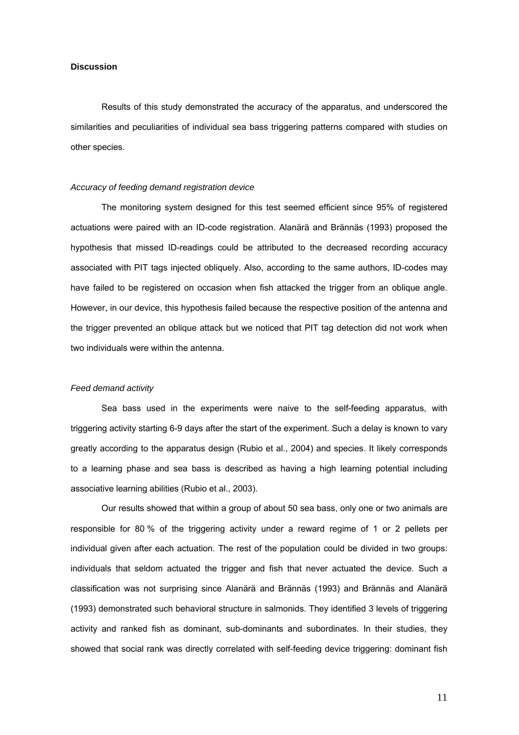## Discussion

Results of this study demonstrated the accuracy of the apparatus, and underscored the similarities and peculiarities of individual sea bass triggering patterns compared with studies on other species.

### *Accuracy of feeding demand registration device*

The monitoring system designed for this test seemed efficient since 95% of registered actuations were paired with an ID-code registration. Alanärä and Brännäs (1993) proposed the hypothesis that missed ID-readings could be attributed to the decreased recording accuracy associated with PIT tags injected obliquely. Also, according to the same authors, ID-codes may have failed to be registered on occasion when fish attacked the trigger from an oblique angle. However, in our device, this hypothesis failed because the respective position of the antenna and the trigger prevented an oblique attack but we noticed that PIT tag detection did not work when two individuals were within the antenna.

### *Feed demand activity*

Sea bass used in the experiments were naive to the self-feeding apparatus, with triggering activity starting 6-9 days after the start of the experiment. Such a delay is known to vary greatly according to the apparatus design (Rubio et al., 2004) and species. It likely corresponds to a learning phase and sea bass is described as having a high learning potential including associative learning abilities (Rubio et al., 2003).

Our results showed that within a group of about 50 sea bass, only one or two animals are responsible for 80 % of the triggering activity under a reward regime of 1 or 2 pellets per individual given after each actuation. The rest of the population could be divided in two groups: individuals that seldom actuated the trigger and fish that never actuated the device. Such a classification was not surprising since Alanärä and Brännäs (1993) and Brännäs and Alanärä (1993) demonstrated such behavioral structure in salmonids. They identified 3 levels of triggering activity and ranked fish as dominant, sub-dominants and subordinates. In their studies, they showed that social rank was directly correlated with self-feeding device triggering: dominant fish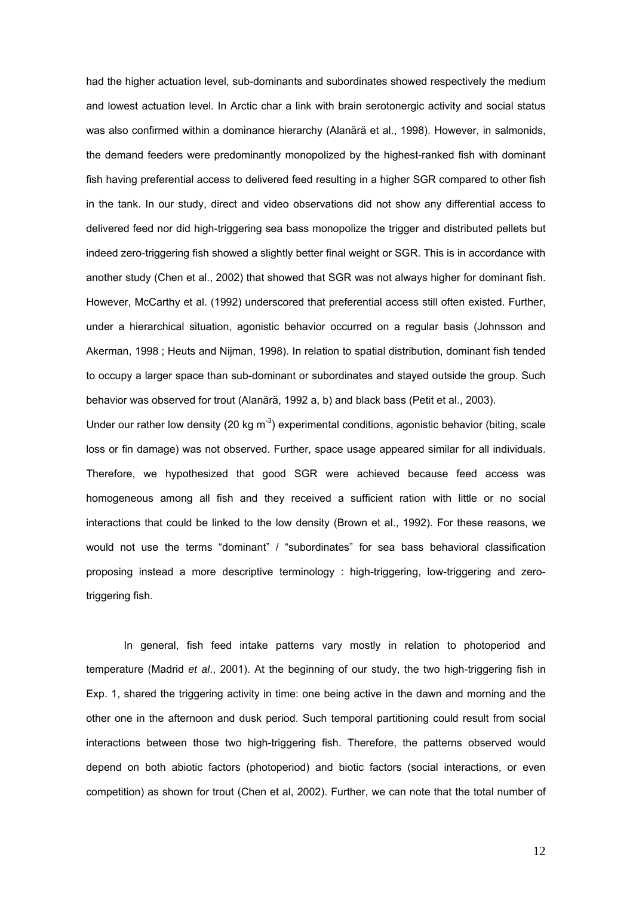had the higher actuation level, sub-dominants and subordinates showed respectively the medium and lowest actuation level. In Arctic char a link with brain serotonergic activity and social status was also confirmed within a dominance hierarchy (Alanärä et al., 1998). However, in salmonids, the demand feeders were predominantly monopolized by the highest-ranked fish with dominant fish having preferential access to delivered feed resulting in a higher SGR compared to other fish in the tank. In our study, direct and video observations did not show any differential access to delivered feed nor did high-triggering sea bass monopolize the trigger and distributed pellets but indeed zero-triggering fish showed a slightly better final weight or SGR. This is in accordance with another study (Chen et al., 2002) that showed that SGR was not always higher for dominant fish. However, McCarthy et al. (1992) underscored that preferential access still often existed. Further, under a hierarchical situation, agonistic behavior occurred on a regular basis (Johnsson and Akerman, 1998 ; Heuts and Nijman, 1998). In relation to spatial distribution, dominant fish tended to occupy a larger space than sub-dominant or subordinates and stayed outside the group. Such behavior was observed for trout (Alanärä, 1992 a, b) and black bass (Petit et al., 2003).

Under our rather low density (20 kg $m^{-3}$) experimental conditions, agonistic behavior (biting, scale loss or fin damage) was not observed. Further, space usage appeared similar for all individuals. Therefore, we hypothesized that good SGR were achieved because feed access was homogeneous among all fish and they received a sufficient ration with little or no social interactions that could be linked to the low density (Brown et al., 1992). For these reasons, we would not use the terms "dominant" / "subordinates" for sea bass behavioral classification proposing instead a more descriptive terminology : high-triggering, low-triggering and zero-triggering fish.

In general, fish feed intake patterns vary mostly in relation to photoperiod and temperature (Madrid *et al*., 2001). At the beginning of our study, the two high-triggering fish in Exp. 1, shared the triggering activity in time: one being active in the dawn and morning and the other one in the afternoon and dusk period. Such temporal partitioning could result from social interactions between those two high-triggering fish. Therefore, the patterns observed would depend on both abiotic factors (photoperiod) and biotic factors (social interactions, or even competition) as shown for trout (Chen et al, 2002). Further, we can note that the total number of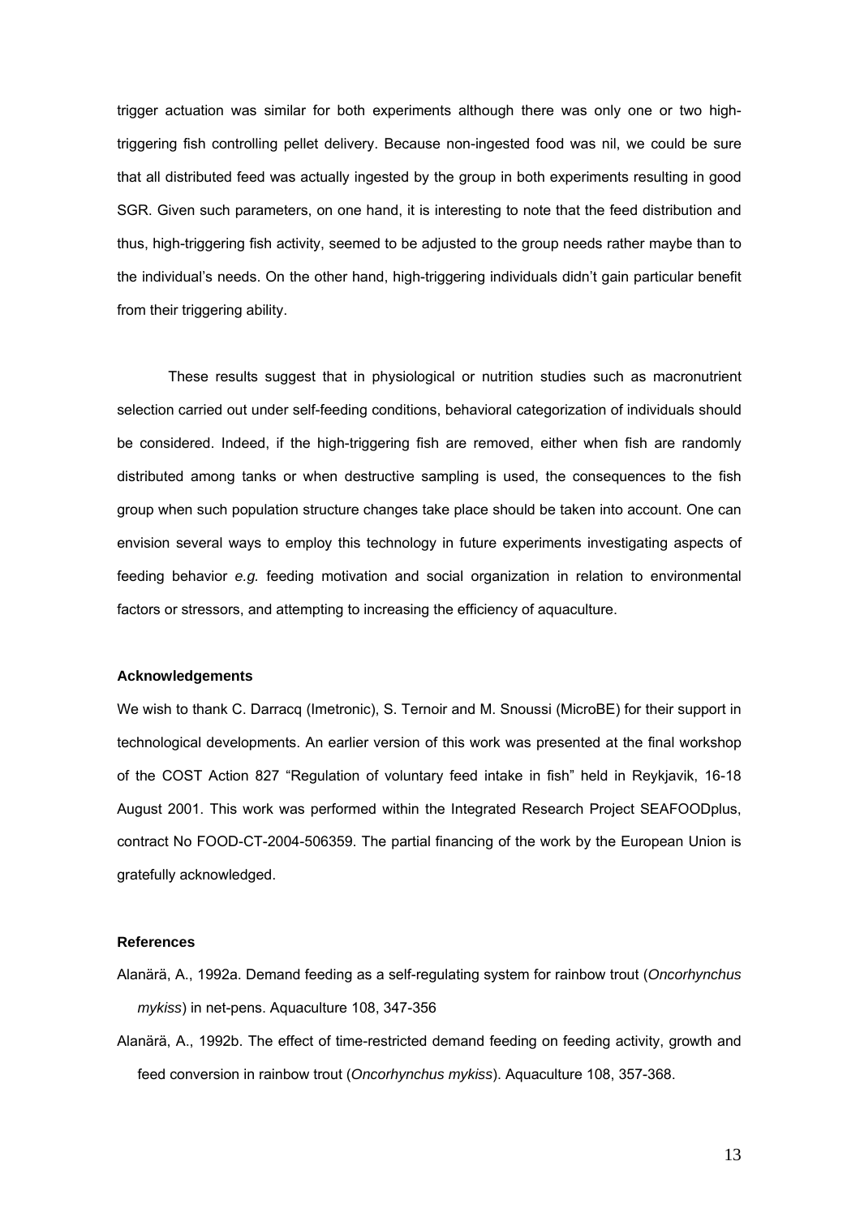trigger actuation was similar for both experiments although there was only one or two high-triggering fish controlling pellet delivery. Because non-ingested food was nil, we could be sure that all distributed feed was actually ingested by the group in both experiments resulting in good SGR. Given such parameters, on one hand, it is interesting to note that the feed distribution and thus, high-triggering fish activity, seemed to be adjusted to the group needs rather maybe than to the individual's needs. On the other hand, high-triggering individuals didn't gain particular benefit from their triggering ability.

These results suggest that in physiological or nutrition studies such as macronutrient selection carried out under self-feeding conditions, behavioral categorization of individuals should be considered. Indeed, if the high-triggering fish are removed, either when fish are randomly distributed among tanks or when destructive sampling is used, the consequences to the fish group when such population structure changes take place should be taken into account. One can envision several ways to employ this technology in future experiments investigating aspects of feeding behavior *e.g.* feeding motivation and social organization in relation to environmental factors or stressors, and attempting to increasing the efficiency of aquaculture.

#### Acknowledgements

We wish to thank C. Darracq (Imetronic), S. Ternoir and M. Snoussi (MicroBE) for their support in technological developments. An earlier version of this work was presented at the final workshop of the COST Action 827 "Regulation of voluntary feed intake in fish" held in Reykjavik, 16-18 August 2001. This work was performed within the Integrated Research Project SEAFOODplus, contract No FOOD-CT-2004-506359. The partial financing of the work by the European Union is gratefully acknowledged.

#### References

Alanärä, A., 1992a. Demand feeding as a self-regulating system for rainbow trout (*Oncorhynchus mykiss*) in net-pens. Aquaculture 108, 347-356

Alanärä, A., 1992b. The effect of time-restricted demand feeding on feeding activity, growth and feed conversion in rainbow trout (*Oncorhynchus mykiss*). Aquaculture 108, 357-368.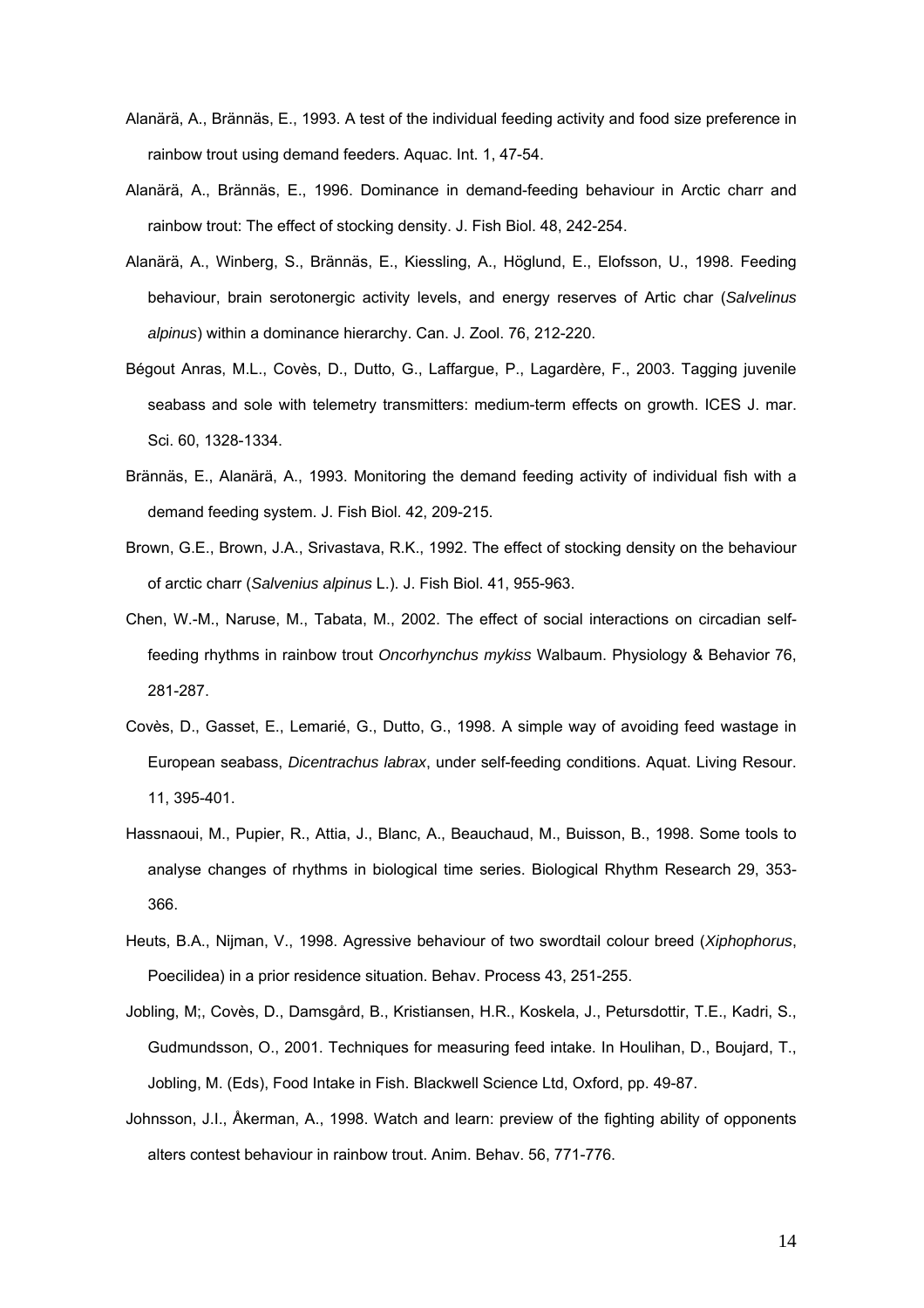Alanärä, A., Brännäs, E., 1993. A test of the individual feeding activity and food size preference in rainbow trout using demand feeders. Aquac. Int. 1, 47-54.

Alanärä, A., Brännäs, E., 1996. Dominance in demand-feeding behaviour in Arctic charr and rainbow trout: The effect of stocking density. J. Fish Biol. 48, 242-254.

Alanärä, A., Winberg, S., Brännäs, E., Kiessling, A., Höglund, E., Elofsson, U., 1998. Feeding behaviour, brain serotonergic activity levels, and energy reserves of Artic char (*Salvelinus alpinus*) within a dominance hierarchy. Can. J. Zool. 76, 212-220.

Bégout Anras, M.L., Covès, D., Dutto, G., Laffargue, P., Lagardère, F., 2003. Tagging juvenile seabass and sole with telemetry transmitters: medium-term effects on growth. ICES J. mar. Sci. 60, 1328-1334.

Brännäs, E., Alanärä, A., 1993. Monitoring the demand feeding activity of individual fish with a demand feeding system. J. Fish Biol. 42, 209-215.

Brown, G.E., Brown, J.A., Srivastava, R.K., 1992. The effect of stocking density on the behaviour of arctic charr (*Salvenius alpinus* L.). J. Fish Biol. 41, 955-963.

Chen, W.-M., Naruse, M., Tabata, M., 2002. The effect of social interactions on circadian self-feeding rhythms in rainbow trout *Oncorhynchus mykiss* Walbaum. Physiology & Behavior 76, 281-287.

Covès, D., Gasset, E., Lemarié, G., Dutto, G., 1998. A simple way of avoiding feed wastage in European seabass, *Dicentrachus labrax*, under self-feeding conditions. Aquat. Living Resour. 11, 395-401.

Hassnaoui, M., Pupier, R., Attia, J., Blanc, A., Beauchaud, M., Buisson, B., 1998. Some tools to analyse changes of rhythms in biological time series. Biological Rhythm Research 29, 353-366.

Heuts, B.A., Nijman, V., 1998. Agressive behaviour of two swordtail colour breed (*Xiphophorus*, Poecilidea) in a prior residence situation. Behav. Process 43, 251-255.

Jobling, M;, Covès, D., Damsgård, B., Kristiansen, H.R., Koskela, J., Petursdottir, T.E., Kadri, S., Gudmundsson, O., 2001. Techniques for measuring feed intake. In Houlihan, D., Boujard, T., Jobling, M. (Eds), Food Intake in Fish. Blackwell Science Ltd, Oxford, pp. 49-87.

Johnsson, J.I., Åkerman, A., 1998. Watch and learn: preview of the fighting ability of opponents alters contest behaviour in rainbow trout. Anim. Behav. 56, 771-776.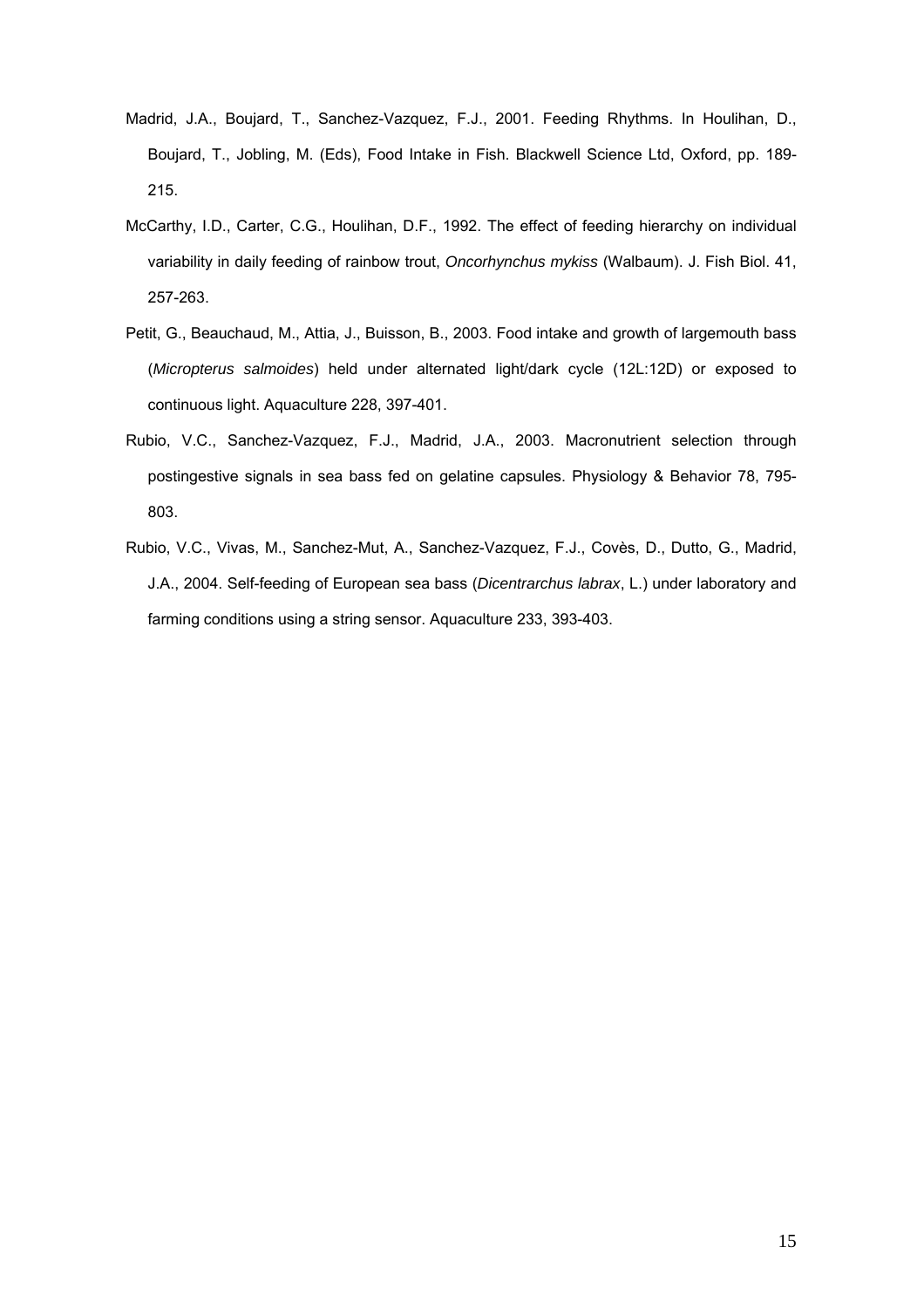Madrid, J.A., Boujard, T., Sanchez-Vazquez, F.J., 2001. Feeding Rhythms. In Houlihan, D., Boujard, T., Jobling, M. (Eds), Food Intake in Fish. Blackwell Science Ltd, Oxford, pp. 189-215.

McCarthy, I.D., Carter, C.G., Houlihan, D.F., 1992. The effect of feeding hierarchy on individual variability in daily feeding of rainbow trout, *Oncorhynchus mykiss* (Walbaum). J. Fish Biol. 41, 257-263.

Petit, G., Beauchaud, M., Attia, J., Buisson, B., 2003. Food intake and growth of largemouth bass (*Micropterus salmoides*) held under alternated light/dark cycle (12L:12D) or exposed to continuous light. Aquaculture 228, 397-401.

Rubio, V.C., Sanchez-Vazquez, F.J., Madrid, J.A., 2003. Macronutrient selection through postingestive signals in sea bass fed on gelatine capsules. Physiology & Behavior 78, 795-803.

Rubio, V.C., Vivas, M., Sanchez-Mut, A., Sanchez-Vazquez, F.J., Covès, D., Dutto, G., Madrid, J.A., 2004. Self-feeding of European sea bass (*Dicentrarchus labrax*, L.) under laboratory and farming conditions using a string sensor. Aquaculture 233, 393-403.